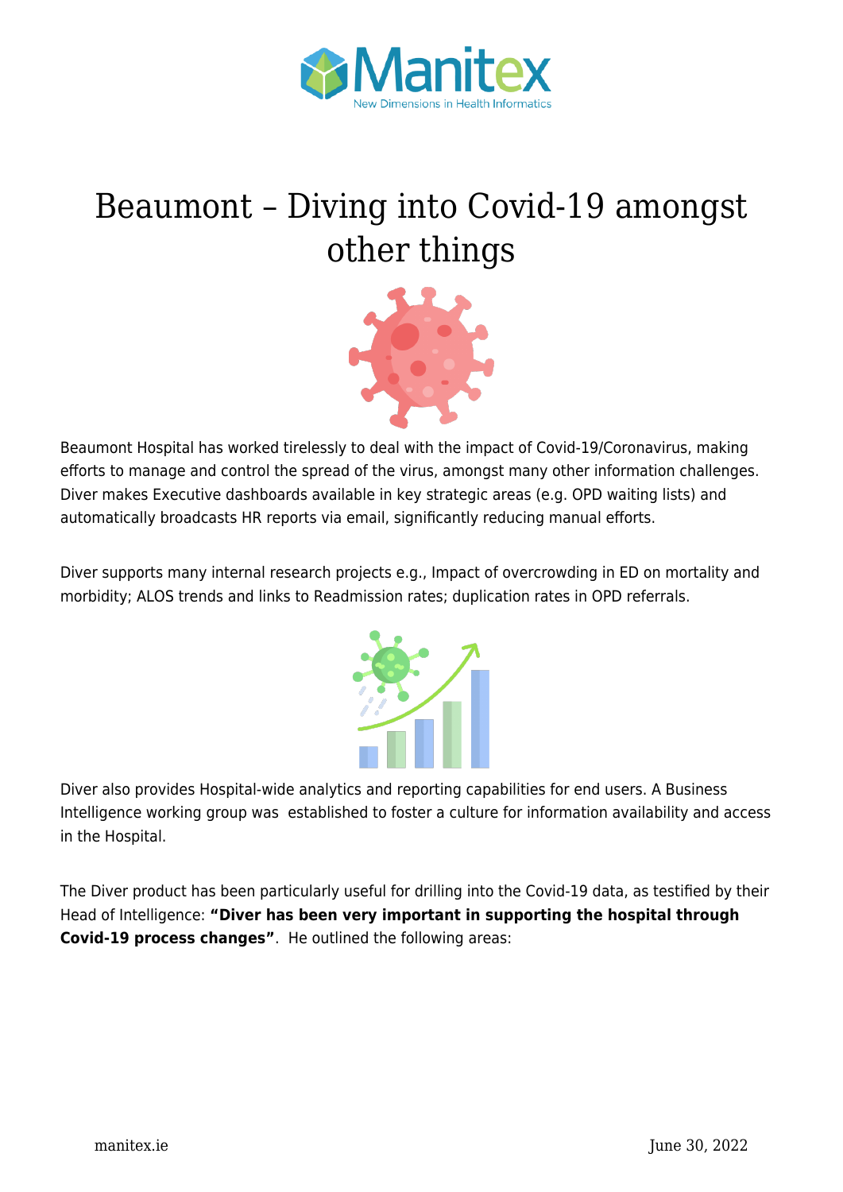# Beaumont – Diving into Covid-19 amongst other things

Beaumont Hospital has worked tirelessly to deal with the impact of Covid-19/Coronavirus, making efforts to manage and control the spread of the virus, amongst many other information challenges. Diver makes Executive dashboards available in key strategic areas (e.g. OPD waiting lists) and automatically broadcasts HR reports via email, significantly reducing manual efforts.

Diver supports many internal research projects e.g., Impact of overcrowding in ED on mortality and morbidity; ALOS trends and links to Readmission rates; duplication rates in OPD referrals.

Diver also provides Hospital-wide analytics and reporting capabilities for end users. A Business Intelligence working group was established to foster a culture for information availability and access in the Hospital.

The Diver product has been particularly useful for drilling into the Covid-19 data, as testified by their Head of Intelligence: **"Diver has been very important in supporting the hospital through Covid-19 process changes"**. He outlined the following areas: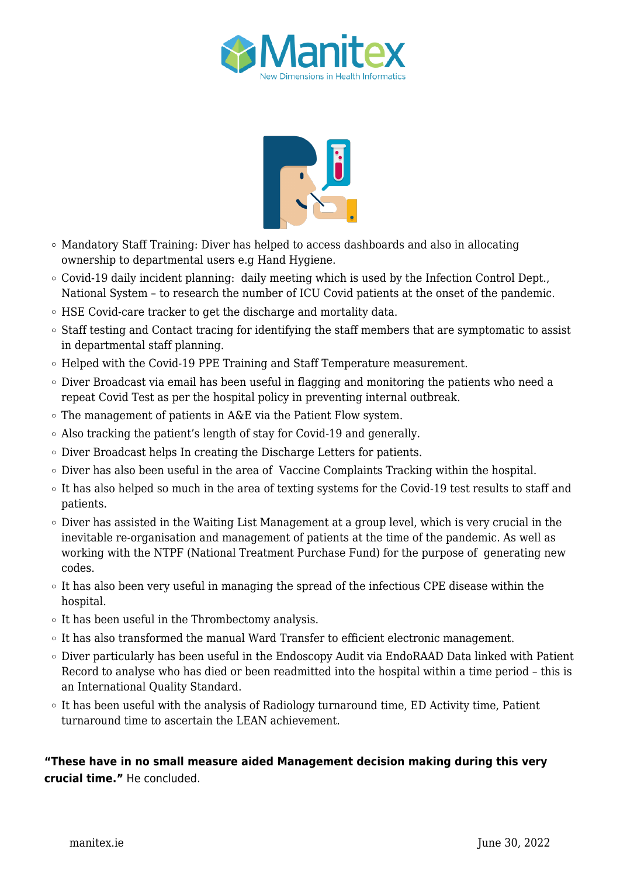- Mandatory Staff Training: Diver has helped to access dashboards and also in allocating ownership to departmental users e.g Hand Hygiene.
- Covid-19 daily incident planning:  daily meeting which is used by the Infection Control Dept., National System – to research the number of ICU Covid patients at the onset of the pandemic.
- HSE Covid-care tracker to get the discharge and mortality data.
- Staff testing and Contact tracing for identifying the staff members that are symptomatic to assist in departmental staff planning.
- Helped with the Covid-19 PPE Training and Staff Temperature measurement.
- Diver Broadcast via email has been useful in flagging and monitoring the patients who need a repeat Covid Test as per the hospital policy in preventing internal outbreak.
- The management of patients in A&E via the Patient Flow system.
- Also tracking the patient's length of stay for Covid-19 and generally.
- Diver Broadcast helps In creating the Discharge Letters for patients.
- Diver has also been useful in the area of  Vaccine Complaints Tracking within the hospital.
- It has also helped so much in the area of texting systems for the Covid-19 test results to staff and patients.
- Diver has assisted in the Waiting List Management at a group level, which is very crucial in the inevitable re-organisation and management of patients at the time of the pandemic. As well as working with the NTPF (National Treatment Purchase Fund) for the purpose of  generating new codes.
- It has also been very useful in managing the spread of the infectious CPE disease within the hospital.
- It has been useful in the Thrombectomy analysis.
- It has also transformed the manual Ward Transfer to efficient electronic management.
- Diver particularly has been useful in the Endoscopy Audit via EndoRAAD Data linked with Patient Record to analyse who has died or been readmitted into the hospital within a time period – this is an International Quality Standard.
- It has been useful with the analysis of Radiology turnaround time, ED Activity time, Patient turnaround time to ascertain the LEAN achievement.

**"These have in no small measure aided Management decision making during this very crucial time."** He concluded.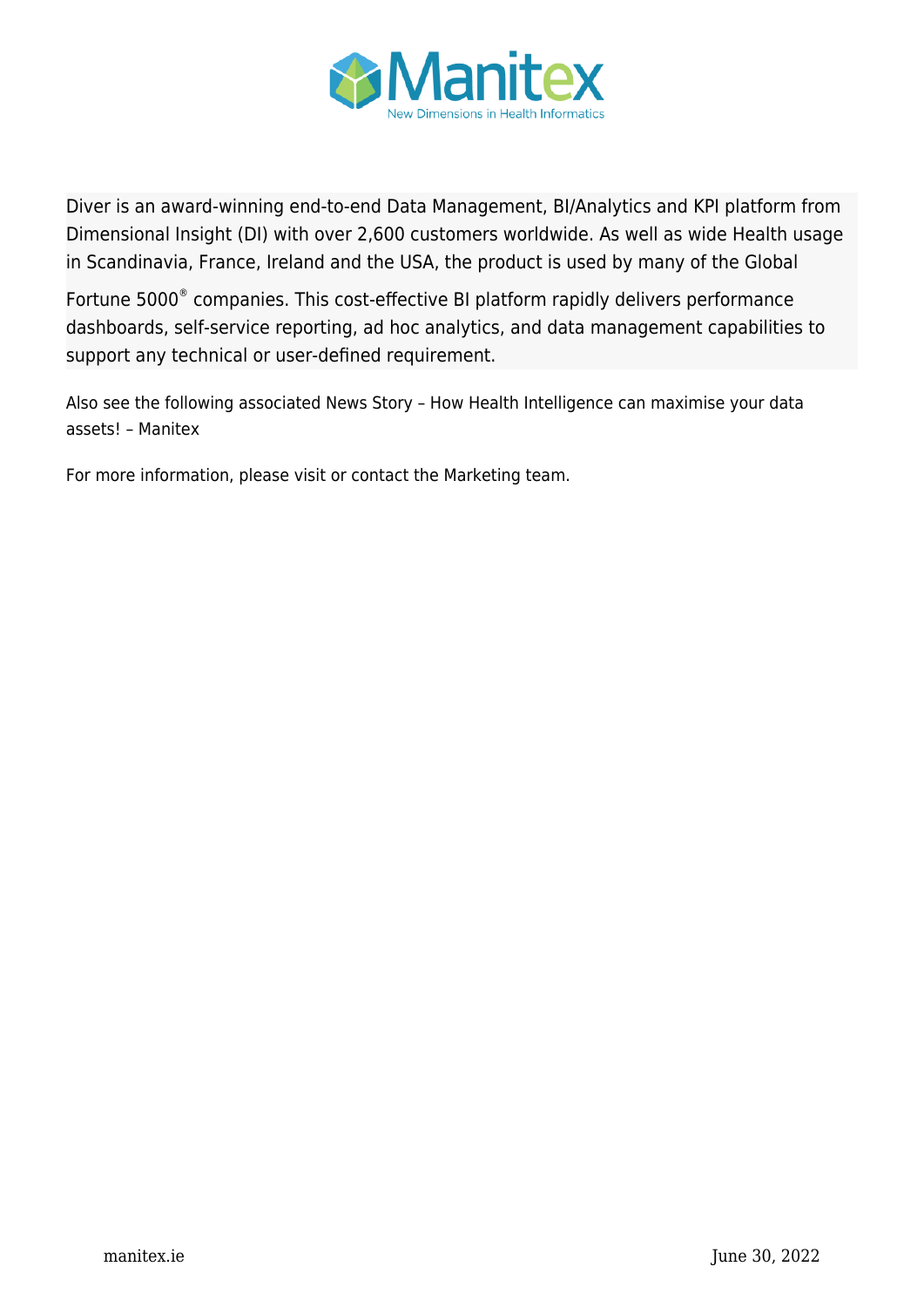Diver is an award-winning end-to-end Data Management, BI/Analytics and KPI platform from Dimensional Insight (DI) with over 2,600 customers worldwide. As well as wide Health usage in Scandinavia, France, Ireland and the USA, the product is used by many of the Global Fortune 5000® companies. This cost-effective BI platform rapidly delivers performance dashboards, self-service reporting, ad hoc analytics, and data management capabilities to support any technical or user-defined requirement.

Also see the following associated News Story – How Health Intelligence can maximise your data assets! – Manitex

For more information, please visit or contact the Marketing team.